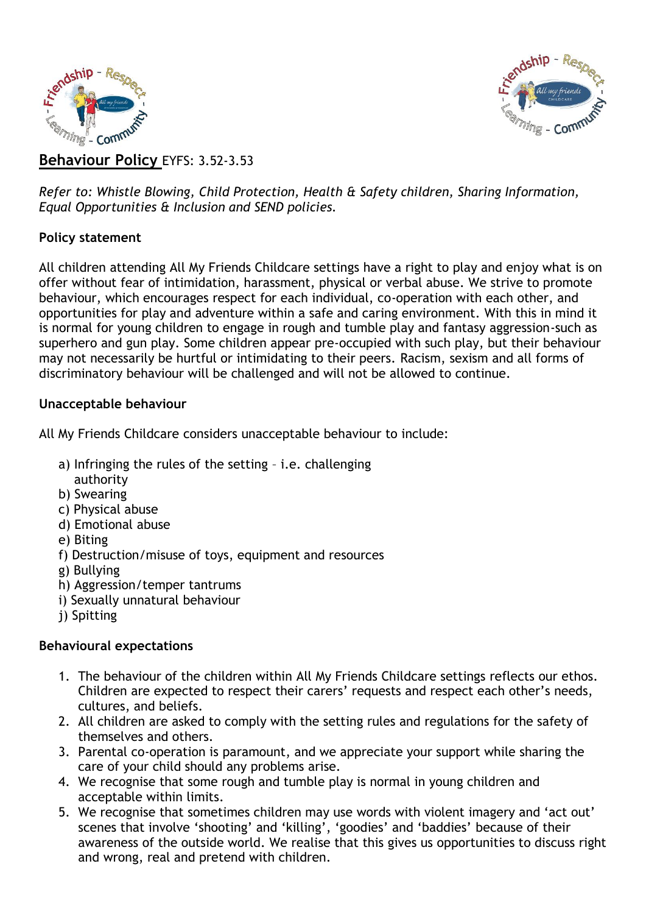# **Behaviour Policy** EYFS: 3.52-3.53

*Refer to: Whistle Blowing, Child Protection, Health & Safety children, Sharing Information, Equal Opportunities & Inclusion and SEND policies.*

**Policy statement**

All children attending All My Friends Childcare settings have a right to play and enjoy what is on offer without fear of intimidation, harassment, physical or verbal abuse. We strive to promote behaviour, which encourages respect for each individual, co-operation with each other, and opportunities for play and adventure within a safe and caring environment. With this in mind it is normal for young children to engage in rough and tumble play and fantasy aggression-such as superhero and gun play. Some children appear pre-occupied with such play, but their behaviour may not necessarily be hurtful or intimidating to their peers. Racism, sexism and all forms of discriminatory behaviour will be challenged and will not be allowed to continue.

**Unacceptable behaviour**

All My Friends Childcare considers unacceptable behaviour to include:

a) Infringing the rules of the setting – i.e. challenging authority
b) Swearing
c) Physical abuse
d) Emotional abuse
e) Biting
f) Destruction/misuse of toys, equipment and resources
g) Bullying
h) Aggression/temper tantrums
i) Sexually unnatural behaviour
j) Spitting

**Behavioural expectations**

1. The behaviour of the children within All My Friends Childcare settings reflects our ethos. Children are expected to respect their carers' requests and respect each other's needs, cultures, and beliefs.
2. All children are asked to comply with the setting rules and regulations for the safety of themselves and others.
3. Parental co-operation is paramount, and we appreciate your support while sharing the care of your child should any problems arise.
4. We recognise that some rough and tumble play is normal in young children and acceptable within limits.
5. We recognise that sometimes children may use words with violent imagery and 'act out' scenes that involve 'shooting' and 'killing', 'goodies' and 'baddies' because of their awareness of the outside world. We realise that this gives us opportunities to discuss right and wrong, real and pretend with children.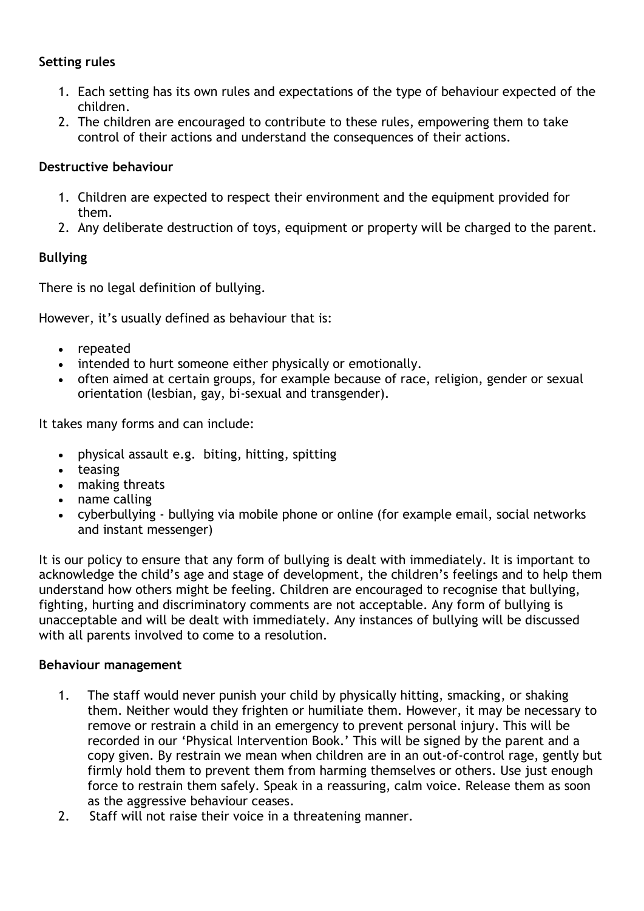**Setting rules**

1. Each setting has its own rules and expectations of the type of behaviour expected of the children.
2. The children are encouraged to contribute to these rules, empowering them to take control of their actions and understand the consequences of their actions.

**Destructive behaviour**

1. Children are expected to respect their environment and the equipment provided for them.
2. Any deliberate destruction of toys, equipment or property will be charged to the parent.

**Bullying**

There is no legal definition of bullying.

However, it's usually defined as behaviour that is:

- repeated
- intended to hurt someone either physically or emotionally.
- often aimed at certain groups, for example because of race, religion, gender or sexual orientation (lesbian, gay, bi-sexual and transgender).

It takes many forms and can include:

- physical assault e.g. biting, hitting, spitting
- teasing
- making threats
- name calling
- cyberbullying - bullying via mobile phone or online (for example email, social networks and instant messenger)

It is our policy to ensure that any form of bullying is dealt with immediately. It is important to acknowledge the child's age and stage of development, the children's feelings and to help them understand how others might be feeling. Children are encouraged to recognise that bullying, fighting, hurting and discriminatory comments are not acceptable. Any form of bullying is unacceptable and will be dealt with immediately. Any instances of bullying will be discussed with all parents involved to come to a resolution.

**Behaviour management**

1. The staff would never punish your child by physically hitting, smacking, or shaking them. Neither would they frighten or humiliate them. However, it may be necessary to remove or restrain a child in an emergency to prevent personal injury. This will be recorded in our 'Physical Intervention Book.' This will be signed by the parent and a copy given. By restrain we mean when children are in an out-of-control rage, gently but firmly hold them to prevent them from harming themselves or others. Use just enough force to restrain them safely. Speak in a reassuring, calm voice. Release them as soon as the aggressive behaviour ceases.
2. Staff will not raise their voice in a threatening manner.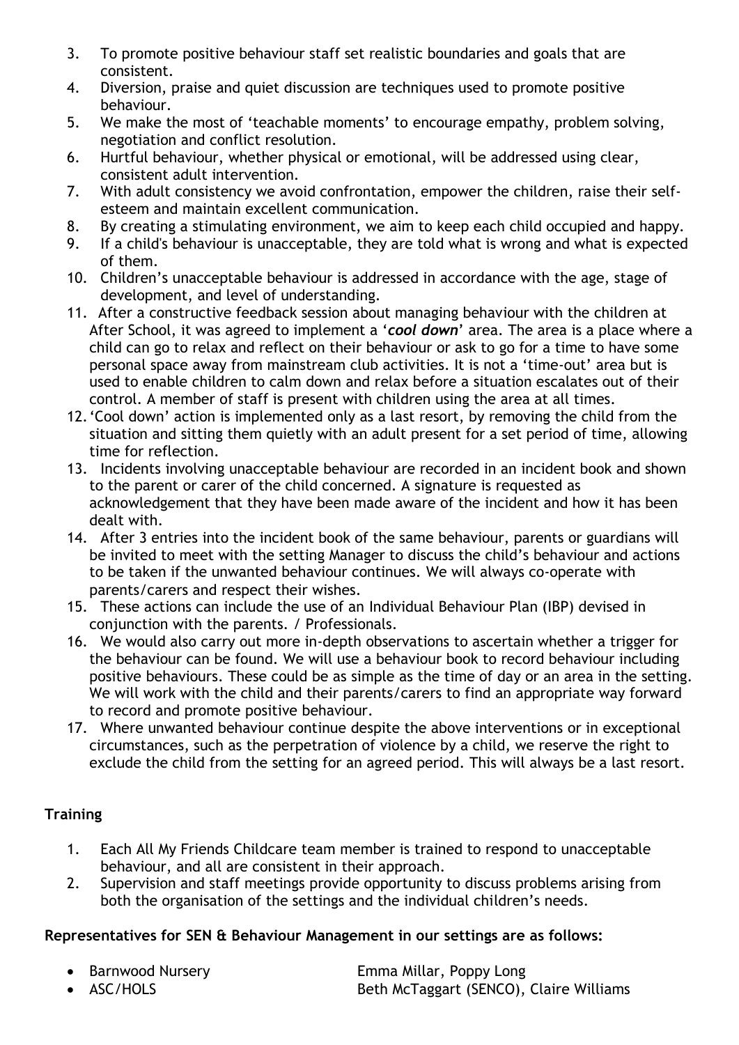3. To promote positive behaviour staff set realistic boundaries and goals that are consistent.
4. Diversion, praise and quiet discussion are techniques used to promote positive behaviour.
5. We make the most of 'teachable moments' to encourage empathy, problem solving, negotiation and conflict resolution.
6. Hurtful behaviour, whether physical or emotional, will be addressed using clear, consistent adult intervention.
7. With adult consistency we avoid confrontation, empower the children, raise their self-esteem and maintain excellent communication.
8. By creating a stimulating environment, we aim to keep each child occupied and happy.
9. If a child's behaviour is unacceptable, they are told what is wrong and what is expected of them.
10. Children's unacceptable behaviour is addressed in accordance with the age, stage of development, and level of understanding.
11. After a constructive feedback session about managing behaviour with the children at After School, it was agreed to implement a '***cool down***' area. The area is a place where a child can go to relax and reflect on their behaviour or ask to go for a time to have some personal space away from mainstream club activities. It is not a 'time-out' area but is used to enable children to calm down and relax before a situation escalates out of their control. A member of staff is present with children using the area at all times.
12. 'Cool down' action is implemented only as a last resort, by removing the child from the situation and sitting them quietly with an adult present for a set period of time, allowing time for reflection.
13. Incidents involving unacceptable behaviour are recorded in an incident book and shown to the parent or carer of the child concerned. A signature is requested as acknowledgement that they have been made aware of the incident and how it has been dealt with.
14. After 3 entries into the incident book of the same behaviour, parents or guardians will be invited to meet with the setting Manager to discuss the child's behaviour and actions to be taken if the unwanted behaviour continues. We will always co-operate with parents/carers and respect their wishes.
15. These actions can include the use of an Individual Behaviour Plan (IBP) devised in conjunction with the parents. / Professionals.
16. We would also carry out more in-depth observations to ascertain whether a trigger for the behaviour can be found. We will use a behaviour book to record behaviour including positive behaviours. These could be as simple as the time of day or an area in the setting. We will work with the child and their parents/carers to find an appropriate way forward to record and promote positive behaviour.
17. Where unwanted behaviour continue despite the above interventions or in exceptional circumstances, such as the perpetration of violence by a child, we reserve the right to exclude the child from the setting for an agreed period. This will always be a last resort.

## Training

1. Each All My Friends Childcare team member is trained to respond to unacceptable behaviour, and all are consistent in their approach.
2. Supervision and staff meetings provide opportunity to discuss problems arising from both the organisation of the settings and the individual children's needs.

**Representatives for SEN & Behaviour Management in our settings are as follows:**

- Barnwood Nursery — Emma Millar, Poppy Long
- ASC/HOLS — Beth McTaggart (SENCO), Claire Williams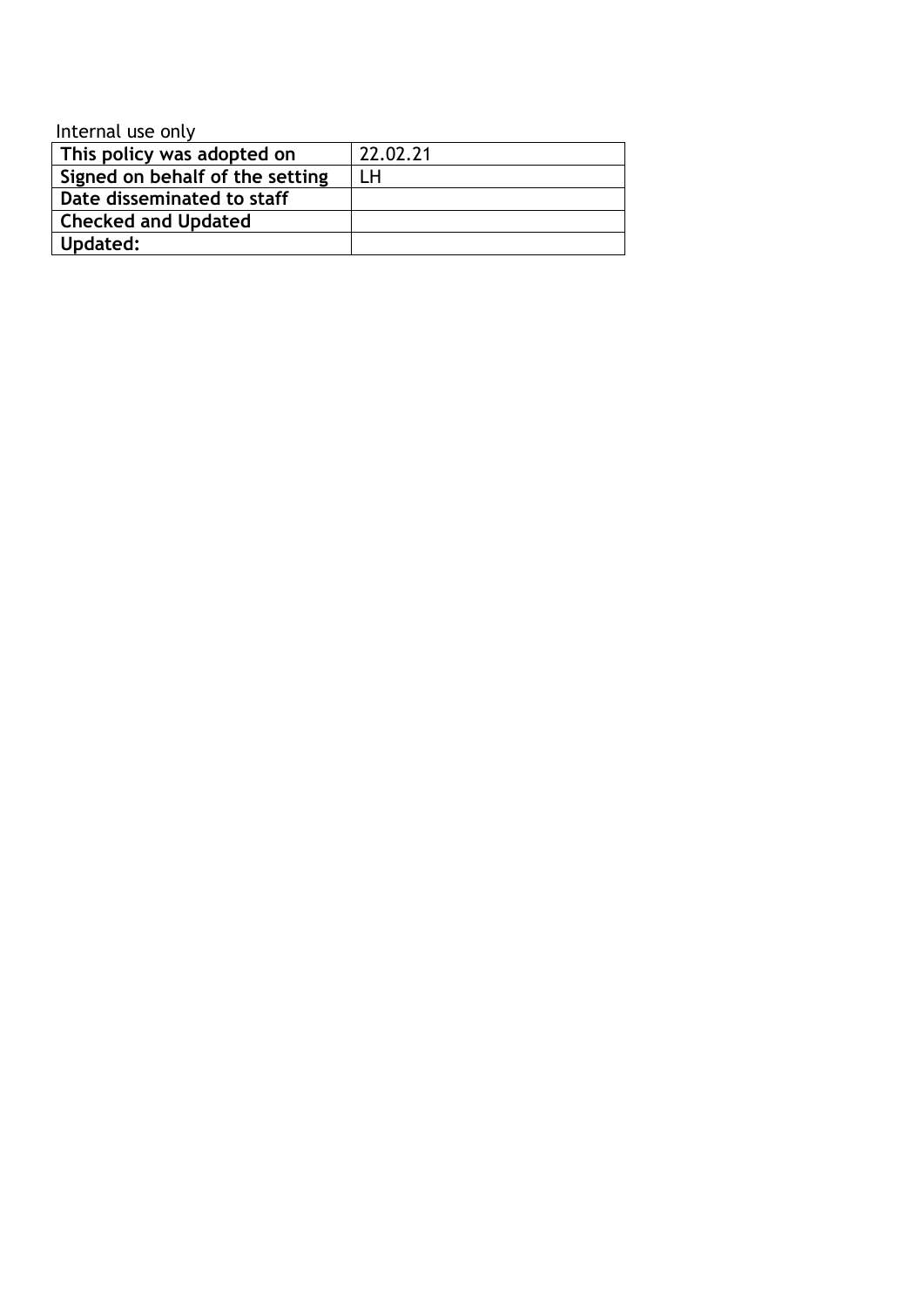Internal use only

| | |
|---|---|
| **This policy was adopted on** | 22.02.21 |
| **Signed on behalf of the setting** | LH |
| **Date disseminated to staff** | |
| **Checked and Updated** | |
| **Updated:** | |